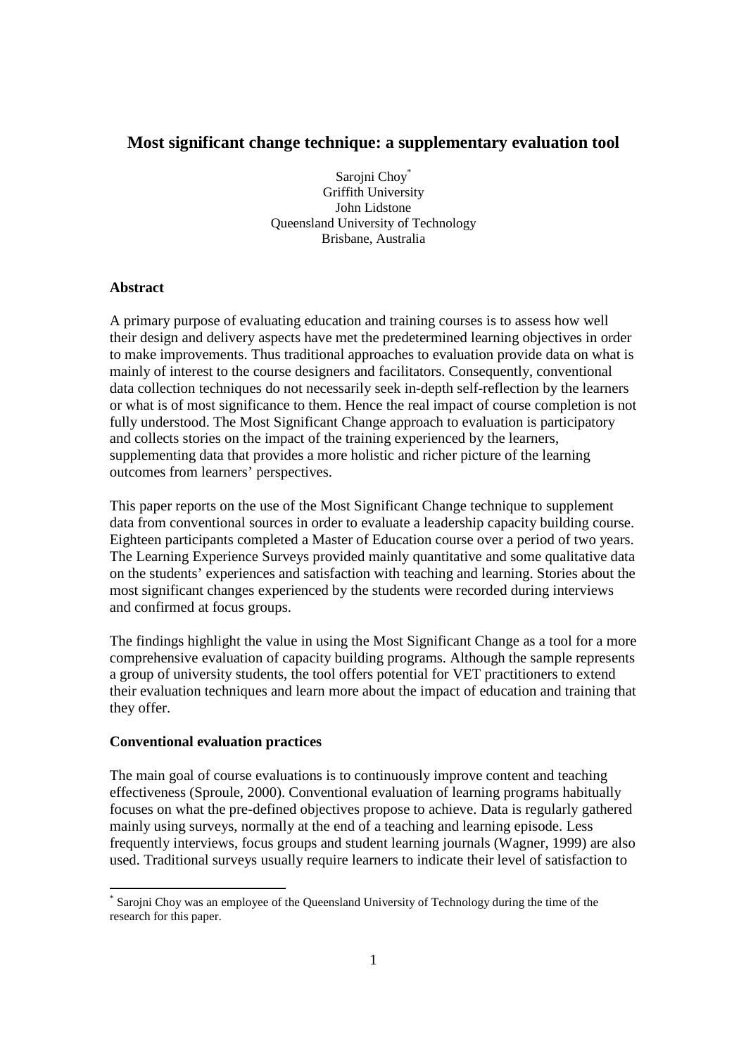# Most significant change technique: a supplementary evaluation tool

Sarojni Choy*
Griffith University
John Lidstone
Queensland University of Technology
Brisbane, Australia

## Abstract

A primary purpose of evaluating education and training courses is to assess how well their design and delivery aspects have met the predetermined learning objectives in order to make improvements. Thus traditional approaches to evaluation provide data on what is mainly of interest to the course designers and facilitators. Consequently, conventional data collection techniques do not necessarily seek in-depth self-reflection by the learners or what is of most significance to them. Hence the real impact of course completion is not fully understood. The Most Significant Change approach to evaluation is participatory and collects stories on the impact of the training experienced by the learners, supplementing data that provides a more holistic and richer picture of the learning outcomes from learners' perspectives.

This paper reports on the use of the Most Significant Change technique to supplement data from conventional sources in order to evaluate a leadership capacity building course. Eighteen participants completed a Master of Education course over a period of two years. The Learning Experience Surveys provided mainly quantitative and some qualitative data on the students' experiences and satisfaction with teaching and learning. Stories about the most significant changes experienced by the students were recorded during interviews and confirmed at focus groups.

The findings highlight the value in using the Most Significant Change as a tool for a more comprehensive evaluation of capacity building programs. Although the sample represents a group of university students, the tool offers potential for VET practitioners to extend their evaluation techniques and learn more about the impact of education and training that they offer.

## Conventional evaluation practices

The main goal of course evaluations is to continuously improve content and teaching effectiveness (Sproule, 2000). Conventional evaluation of learning programs habitually focuses on what the pre-defined objectives propose to achieve. Data is regularly gathered mainly using surveys, normally at the end of a teaching and learning episode. Less frequently interviews, focus groups and student learning journals (Wagner, 1999) are also used. Traditional surveys usually require learners to indicate their level of satisfaction to

---

* Sarojni Choy was an employee of the Queensland University of Technology during the time of the research for this paper.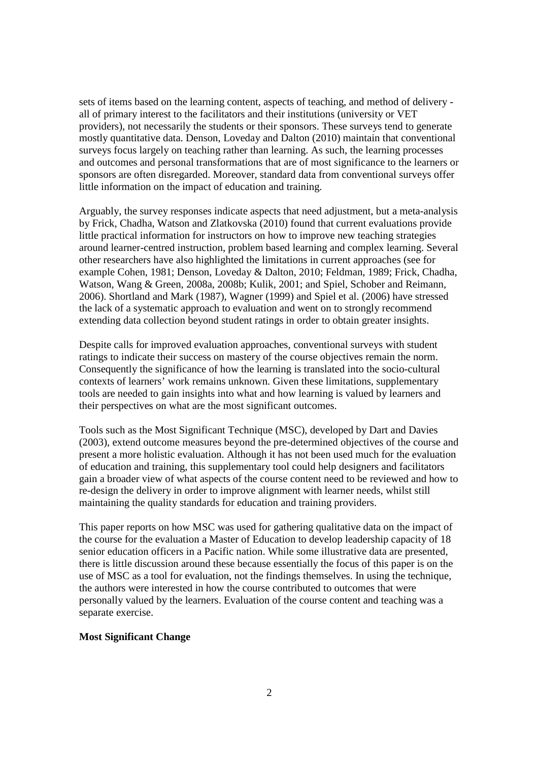sets of items based on the learning content, aspects of teaching, and method of delivery - all of primary interest to the facilitators and their institutions (university or VET providers), not necessarily the students or their sponsors. These surveys tend to generate mostly quantitative data. Denson, Loveday and Dalton (2010) maintain that conventional surveys focus largely on teaching rather than learning. As such, the learning processes and outcomes and personal transformations that are of most significance to the learners or sponsors are often disregarded. Moreover, standard data from conventional surveys offer little information on the impact of education and training.

Arguably, the survey responses indicate aspects that need adjustment, but a meta-analysis by Frick, Chadha, Watson and Zlatkovska (2010) found that current evaluations provide little practical information for instructors on how to improve new teaching strategies around learner-centred instruction, problem based learning and complex learning. Several other researchers have also highlighted the limitations in current approaches (see for example Cohen, 1981; Denson, Loveday & Dalton, 2010; Feldman, 1989; Frick, Chadha, Watson, Wang & Green, 2008a, 2008b; Kulik, 2001; and Spiel, Schober and Reimann, 2006). Shortland and Mark (1987), Wagner (1999) and Spiel et al. (2006) have stressed the lack of a systematic approach to evaluation and went on to strongly recommend extending data collection beyond student ratings in order to obtain greater insights.

Despite calls for improved evaluation approaches, conventional surveys with student ratings to indicate their success on mastery of the course objectives remain the norm. Consequently the significance of how the learning is translated into the socio-cultural contexts of learners' work remains unknown. Given these limitations, supplementary tools are needed to gain insights into what and how learning is valued by learners and their perspectives on what are the most significant outcomes.

Tools such as the Most Significant Technique (MSC), developed by Dart and Davies (2003), extend outcome measures beyond the pre-determined objectives of the course and present a more holistic evaluation. Although it has not been used much for the evaluation of education and training, this supplementary tool could help designers and facilitators gain a broader view of what aspects of the course content need to be reviewed and how to re-design the delivery in order to improve alignment with learner needs, whilst still maintaining the quality standards for education and training providers.

This paper reports on how MSC was used for gathering qualitative data on the impact of the course for the evaluation a Master of Education to develop leadership capacity of 18 senior education officers in a Pacific nation. While some illustrative data are presented, there is little discussion around these because essentially the focus of this paper is on the use of MSC as a tool for evaluation, not the findings themselves. In using the technique, the authors were interested in how the course contributed to outcomes that were personally valued by the learners. Evaluation of the course content and teaching was a separate exercise.

## Most Significant Change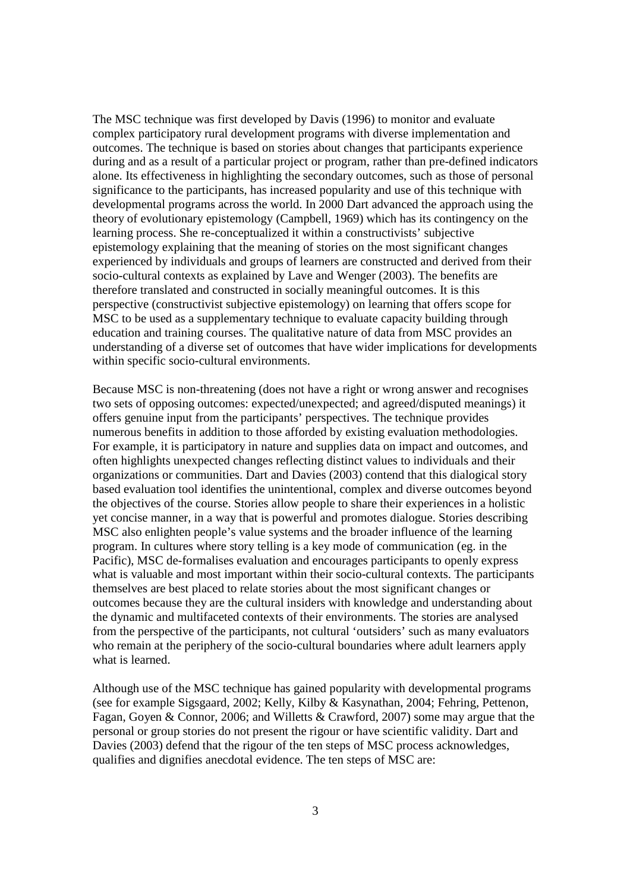The MSC technique was first developed by Davis (1996) to monitor and evaluate complex participatory rural development programs with diverse implementation and outcomes. The technique is based on stories about changes that participants experience during and as a result of a particular project or program, rather than pre-defined indicators alone. Its effectiveness in highlighting the secondary outcomes, such as those of personal significance to the participants, has increased popularity and use of this technique with developmental programs across the world. In 2000 Dart advanced the approach using the theory of evolutionary epistemology (Campbell, 1969) which has its contingency on the learning process. She re-conceptualized it within a constructivists' subjective epistemology explaining that the meaning of stories on the most significant changes experienced by individuals and groups of learners are constructed and derived from their socio-cultural contexts as explained by Lave and Wenger (2003). The benefits are therefore translated and constructed in socially meaningful outcomes. It is this perspective (constructivist subjective epistemology) on learning that offers scope for MSC to be used as a supplementary technique to evaluate capacity building through education and training courses. The qualitative nature of data from MSC provides an understanding of a diverse set of outcomes that have wider implications for developments within specific socio-cultural environments.

Because MSC is non-threatening (does not have a right or wrong answer and recognises two sets of opposing outcomes: expected/unexpected; and agreed/disputed meanings) it offers genuine input from the participants' perspectives. The technique provides numerous benefits in addition to those afforded by existing evaluation methodologies. For example, it is participatory in nature and supplies data on impact and outcomes, and often highlights unexpected changes reflecting distinct values to individuals and their organizations or communities. Dart and Davies (2003) contend that this dialogical story based evaluation tool identifies the unintentional, complex and diverse outcomes beyond the objectives of the course. Stories allow people to share their experiences in a holistic yet concise manner, in a way that is powerful and promotes dialogue. Stories describing MSC also enlighten people's value systems and the broader influence of the learning program. In cultures where story telling is a key mode of communication (eg. in the Pacific), MSC de-formalises evaluation and encourages participants to openly express what is valuable and most important within their socio-cultural contexts. The participants themselves are best placed to relate stories about the most significant changes or outcomes because they are the cultural insiders with knowledge and understanding about the dynamic and multifaceted contexts of their environments. The stories are analysed from the perspective of the participants, not cultural 'outsiders' such as many evaluators who remain at the periphery of the socio-cultural boundaries where adult learners apply what is learned.

Although use of the MSC technique has gained popularity with developmental programs (see for example Sigsgaard, 2002; Kelly, Kilby & Kasynathan, 2004; Fehring, Pettenon, Fagan, Goyen & Connor, 2006; and Willetts & Crawford, 2007) some may argue that the personal or group stories do not present the rigour or have scientific validity. Dart and Davies (2003) defend that the rigour of the ten steps of MSC process acknowledges, qualifies and dignifies anecdotal evidence. The ten steps of MSC are: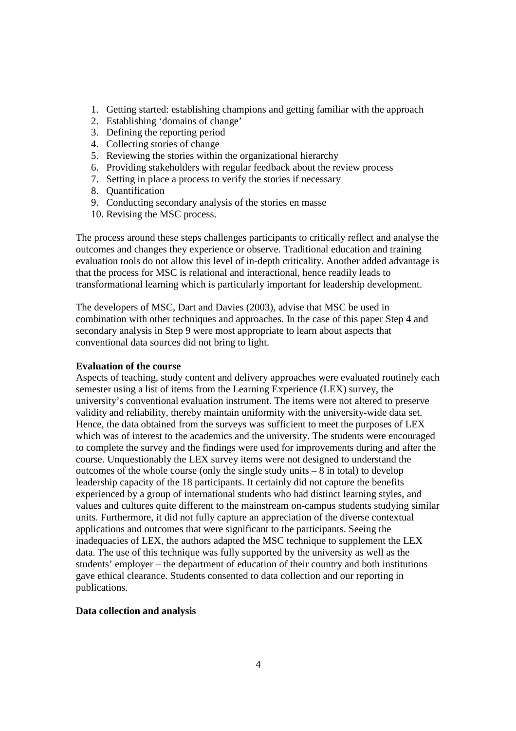1. Getting started: establishing champions and getting familiar with the approach
2. Establishing 'domains of change'
3. Defining the reporting period
4. Collecting stories of change
5. Reviewing the stories within the organizational hierarchy
6. Providing stakeholders with regular feedback about the review process
7. Setting in place a process to verify the stories if necessary
8. Quantification
9. Conducting secondary analysis of the stories en masse
10. Revising the MSC process.

The process around these steps challenges participants to critically reflect and analyse the outcomes and changes they experience or observe. Traditional education and training evaluation tools do not allow this level of in-depth criticality. Another added advantage is that the process for MSC is relational and interactional, hence readily leads to transformational learning which is particularly important for leadership development.

The developers of MSC, Dart and Davies (2003), advise that MSC be used in combination with other techniques and approaches. In the case of this paper Step 4 and secondary analysis in Step 9 were most appropriate to learn about aspects that conventional data sources did not bring to light.

**Evaluation of the course**

Aspects of teaching, study content and delivery approaches were evaluated routinely each semester using a list of items from the Learning Experience (LEX) survey, the university's conventional evaluation instrument. The items were not altered to preserve validity and reliability, thereby maintain uniformity with the university-wide data set. Hence, the data obtained from the surveys was sufficient to meet the purposes of LEX which was of interest to the academics and the university. The students were encouraged to complete the survey and the findings were used for improvements during and after the course. Unquestionably the LEX survey items were not designed to understand the outcomes of the whole course (only the single study units – 8 in total) to develop leadership capacity of the 18 participants. It certainly did not capture the benefits experienced by a group of international students who had distinct learning styles, and values and cultures quite different to the mainstream on-campus students studying similar units. Furthermore, it did not fully capture an appreciation of the diverse contextual applications and outcomes that were significant to the participants. Seeing the inadequacies of LEX, the authors adapted the MSC technique to supplement the LEX data. The use of this technique was fully supported by the university as well as the students' employer – the department of education of their country and both institutions gave ethical clearance. Students consented to data collection and our reporting in publications.

**Data collection and analysis**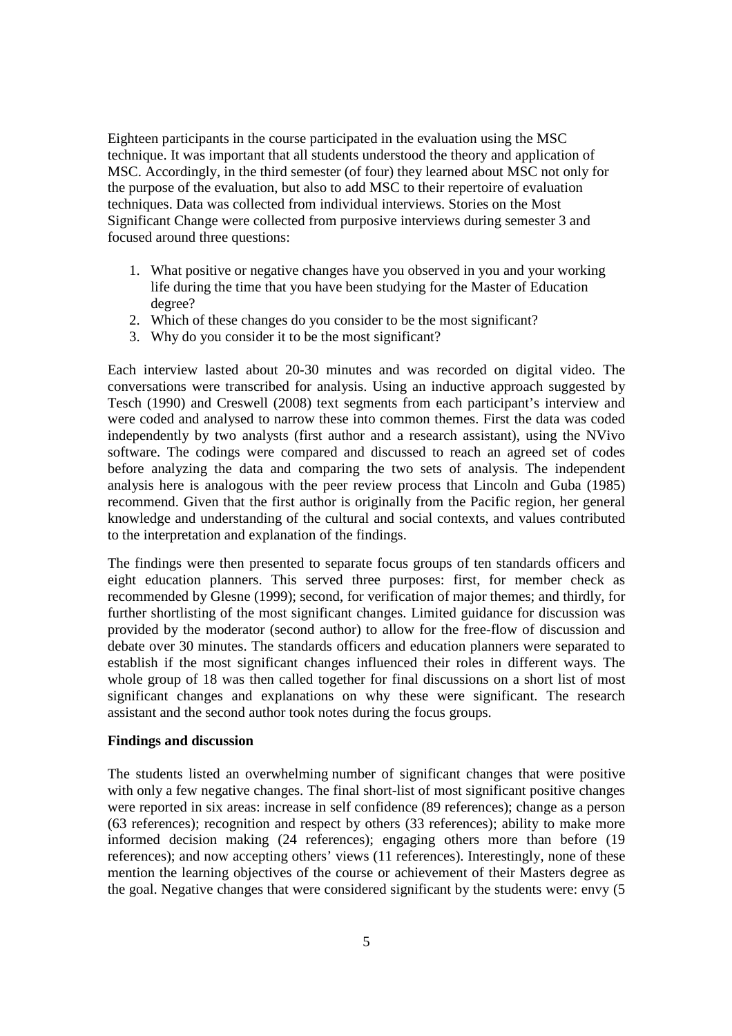Eighteen participants in the course participated in the evaluation using the MSC technique. It was important that all students understood the theory and application of MSC. Accordingly, in the third semester (of four) they learned about MSC not only for the purpose of the evaluation, but also to add MSC to their repertoire of evaluation techniques. Data was collected from individual interviews. Stories on the Most Significant Change were collected from purposive interviews during semester 3 and focused around three questions:

1. What positive or negative changes have you observed in you and your working life during the time that you have been studying for the Master of Education degree?
2. Which of these changes do you consider to be the most significant?
3. Why do you consider it to be the most significant?

Each interview lasted about 20-30 minutes and was recorded on digital video. The conversations were transcribed for analysis. Using an inductive approach suggested by Tesch (1990) and Creswell (2008) text segments from each participant's interview and were coded and analysed to narrow these into common themes. First the data was coded independently by two analysts (first author and a research assistant), using the NVivo software. The codings were compared and discussed to reach an agreed set of codes before analyzing the data and comparing the two sets of analysis. The independent analysis here is analogous with the peer review process that Lincoln and Guba (1985) recommend. Given that the first author is originally from the Pacific region, her general knowledge and understanding of the cultural and social contexts, and values contributed to the interpretation and explanation of the findings.

The findings were then presented to separate focus groups of ten standards officers and eight education planners. This served three purposes: first, for member check as recommended by Glesne (1999); second, for verification of major themes; and thirdly, for further shortlisting of the most significant changes. Limited guidance for discussion was provided by the moderator (second author) to allow for the free-flow of discussion and debate over 30 minutes. The standards officers and education planners were separated to establish if the most significant changes influenced their roles in different ways. The whole group of 18 was then called together for final discussions on a short list of most significant changes and explanations on why these were significant. The research assistant and the second author took notes during the focus groups.

**Findings and discussion**

The students listed an overwhelming number of significant changes that were positive with only a few negative changes. The final short-list of most significant positive changes were reported in six areas: increase in self confidence (89 references); change as a person (63 references); recognition and respect by others (33 references); ability to make more informed decision making (24 references); engaging others more than before (19 references); and now accepting others' views (11 references). Interestingly, none of these mention the learning objectives of the course or achievement of their Masters degree as the goal. Negative changes that were considered significant by the students were: envy (5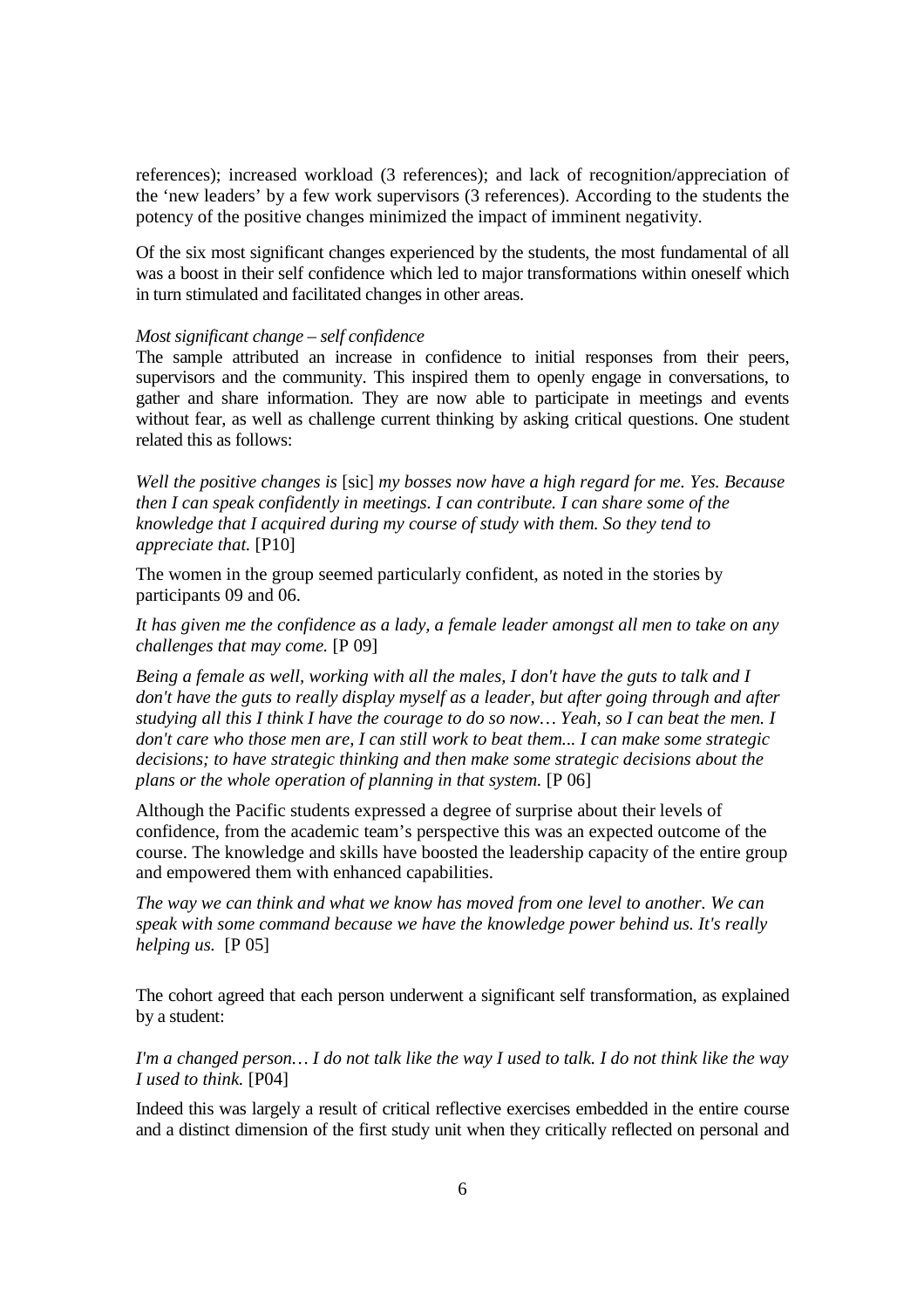references); increased workload (3 references); and lack of recognition/appreciation of the 'new leaders' by a few work supervisors (3 references). According to the students the potency of the positive changes minimized the impact of imminent negativity.

Of the six most significant changes experienced by the students, the most fundamental of all was a boost in their self confidence which led to major transformations within oneself which in turn stimulated and facilitated changes in other areas.

*Most significant change – self confidence*

The sample attributed an increase in confidence to initial responses from their peers, supervisors and the community. This inspired them to openly engage in conversations, to gather and share information. They are now able to participate in meetings and events without fear, as well as challenge current thinking by asking critical questions. One student related this as follows:

*Well the positive changes is* [sic] *my bosses now have a high regard for me. Yes. Because then I can speak confidently in meetings. I can contribute. I can share some of the knowledge that I acquired during my course of study with them. So they tend to appreciate that.* [P10]

The women in the group seemed particularly confident, as noted in the stories by participants 09 and 06.

*It has given me the confidence as a lady, a female leader amongst all men to take on any challenges that may come.* [P 09]

*Being a female as well, working with all the males, I don't have the guts to talk and I don't have the guts to really display myself as a leader, but after going through and after studying all this I think I have the courage to do so now… Yeah, so I can beat the men. I don't care who those men are, I can still work to beat them... I can make some strategic decisions; to have strategic thinking and then make some strategic decisions about the plans or the whole operation of planning in that system.* [P 06]

Although the Pacific students expressed a degree of surprise about their levels of confidence, from the academic team's perspective this was an expected outcome of the course. The knowledge and skills have boosted the leadership capacity of the entire group and empowered them with enhanced capabilities.

*The way we can think and what we know has moved from one level to another. We can speak with some command because we have the knowledge power behind us. It's really helping us.* [P 05]

The cohort agreed that each person underwent a significant self transformation, as explained by a student:

*I'm a changed person… I do not talk like the way I used to talk. I do not think like the way I used to think.* [P04]

Indeed this was largely a result of critical reflective exercises embedded in the entire course and a distinct dimension of the first study unit when they critically reflected on personal and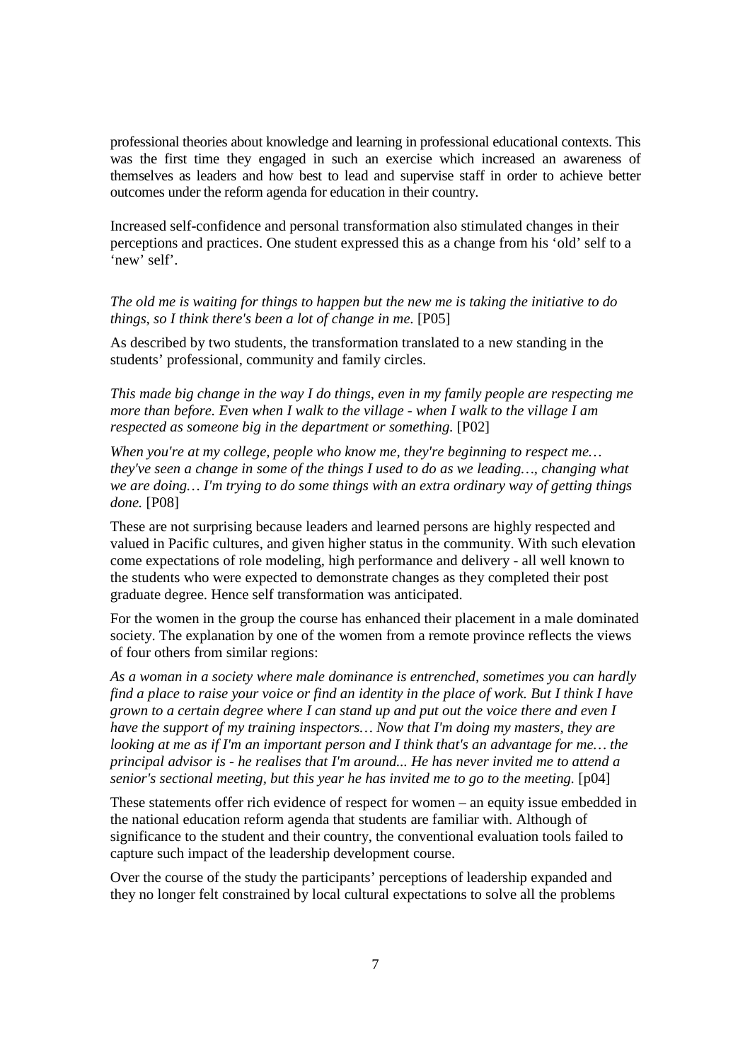professional theories about knowledge and learning in professional educational contexts. This was the first time they engaged in such an exercise which increased an awareness of themselves as leaders and how best to lead and supervise staff in order to achieve better outcomes under the reform agenda for education in their country.

Increased self-confidence and personal transformation also stimulated changes in their perceptions and practices. One student expressed this as a change from his 'old' self to a 'new' self'.

*The old me is waiting for things to happen but the new me is taking the initiative to do things, so I think there's been a lot of change in me.* [P05]

As described by two students, the transformation translated to a new standing in the students' professional, community and family circles.

*This made big change in the way I do things, even in my family people are respecting me more than before. Even when I walk to the village - when I walk to the village I am respected as someone big in the department or something.* [P02]

*When you're at my college, people who know me, they're beginning to respect me… they've seen a change in some of the things I used to do as we leading…, changing what we are doing… I'm trying to do some things with an extra ordinary way of getting things done.* [P08]

These are not surprising because leaders and learned persons are highly respected and valued in Pacific cultures, and given higher status in the community. With such elevation come expectations of role modeling, high performance and delivery - all well known to the students who were expected to demonstrate changes as they completed their post graduate degree. Hence self transformation was anticipated.

For the women in the group the course has enhanced their placement in a male dominated society. The explanation by one of the women from a remote province reflects the views of four others from similar regions:

*As a woman in a society where male dominance is entrenched, sometimes you can hardly find a place to raise your voice or find an identity in the place of work. But I think I have grown to a certain degree where I can stand up and put out the voice there and even I have the support of my training inspectors… Now that I'm doing my masters, they are looking at me as if I'm an important person and I think that's an advantage for me… the principal advisor is - he realises that I'm around... He has never invited me to attend a senior's sectional meeting, but this year he has invited me to go to the meeting.* [p04]

These statements offer rich evidence of respect for women – an equity issue embedded in the national education reform agenda that students are familiar with. Although of significance to the student and their country, the conventional evaluation tools failed to capture such impact of the leadership development course.

Over the course of the study the participants' perceptions of leadership expanded and they no longer felt constrained by local cultural expectations to solve all the problems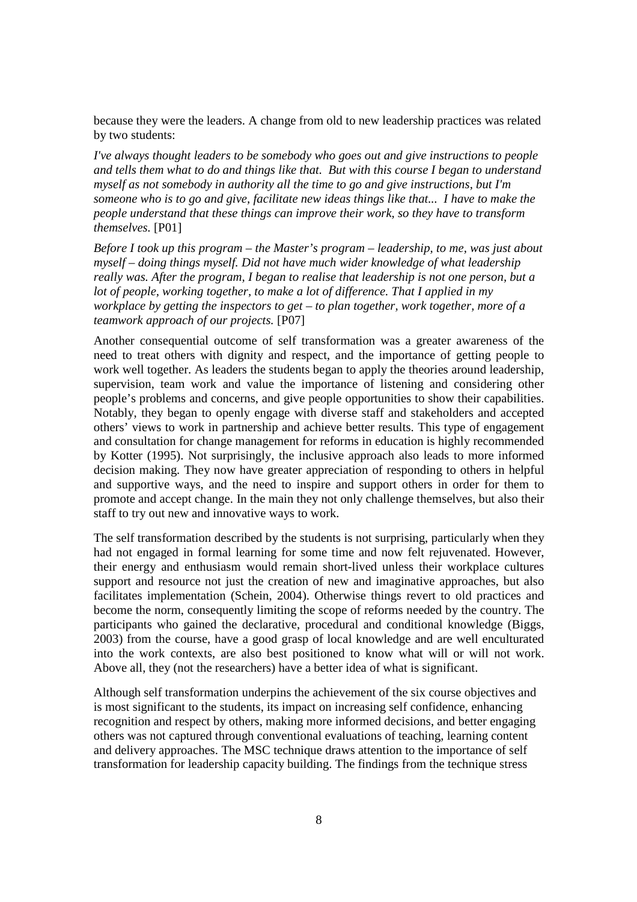because they were the leaders. A change from old to new leadership practices was related by two students:

*I've always thought leaders to be somebody who goes out and give instructions to people and tells them what to do and things like that. But with this course I began to understand myself as not somebody in authority all the time to go and give instructions, but I'm someone who is to go and give, facilitate new ideas things like that... I have to make the people understand that these things can improve their work, so they have to transform themselves.* [P01]

*Before I took up this program – the Master's program – leadership, to me, was just about myself – doing things myself. Did not have much wider knowledge of what leadership really was. After the program, I began to realise that leadership is not one person, but a lot of people, working together, to make a lot of difference. That I applied in my workplace by getting the inspectors to get – to plan together, work together, more of a teamwork approach of our projects.* [P07]

Another consequential outcome of self transformation was a greater awareness of the need to treat others with dignity and respect, and the importance of getting people to work well together. As leaders the students began to apply the theories around leadership, supervision, team work and value the importance of listening and considering other people's problems and concerns, and give people opportunities to show their capabilities. Notably, they began to openly engage with diverse staff and stakeholders and accepted others' views to work in partnership and achieve better results. This type of engagement and consultation for change management for reforms in education is highly recommended by Kotter (1995). Not surprisingly, the inclusive approach also leads to more informed decision making. They now have greater appreciation of responding to others in helpful and supportive ways, and the need to inspire and support others in order for them to promote and accept change. In the main they not only challenge themselves, but also their staff to try out new and innovative ways to work.

The self transformation described by the students is not surprising, particularly when they had not engaged in formal learning for some time and now felt rejuvenated. However, their energy and enthusiasm would remain short-lived unless their workplace cultures support and resource not just the creation of new and imaginative approaches, but also facilitates implementation (Schein, 2004). Otherwise things revert to old practices and become the norm, consequently limiting the scope of reforms needed by the country. The participants who gained the declarative, procedural and conditional knowledge (Biggs, 2003) from the course, have a good grasp of local knowledge and are well enculturated into the work contexts, are also best positioned to know what will or will not work. Above all, they (not the researchers) have a better idea of what is significant.

Although self transformation underpins the achievement of the six course objectives and is most significant to the students, its impact on increasing self confidence, enhancing recognition and respect by others, making more informed decisions, and better engaging others was not captured through conventional evaluations of teaching, learning content and delivery approaches. The MSC technique draws attention to the importance of self transformation for leadership capacity building. The findings from the technique stress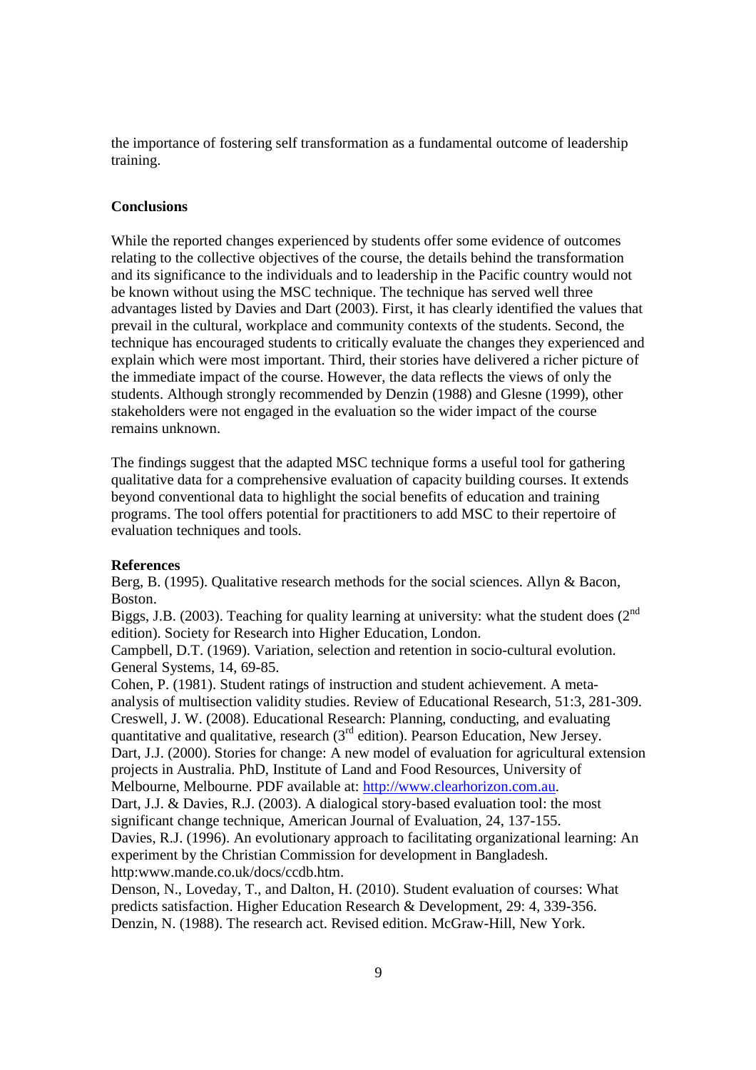the importance of fostering self transformation as a fundamental outcome of leadership training.

**Conclusions**

While the reported changes experienced by students offer some evidence of outcomes relating to the collective objectives of the course, the details behind the transformation and its significance to the individuals and to leadership in the Pacific country would not be known without using the MSC technique. The technique has served well three advantages listed by Davies and Dart (2003). First, it has clearly identified the values that prevail in the cultural, workplace and community contexts of the students. Second, the technique has encouraged students to critically evaluate the changes they experienced and explain which were most important. Third, their stories have delivered a richer picture of the immediate impact of the course. However, the data reflects the views of only the students. Although strongly recommended by Denzin (1988) and Glesne (1999), other stakeholders were not engaged in the evaluation so the wider impact of the course remains unknown.

The findings suggest that the adapted MSC technique forms a useful tool for gathering qualitative data for a comprehensive evaluation of capacity building courses. It extends beyond conventional data to highlight the social benefits of education and training programs. The tool offers potential for practitioners to add MSC to their repertoire of evaluation techniques and tools.

**References**

Berg, B. (1995). Qualitative research methods for the social sciences. Allyn & Bacon, Boston.

Biggs, J.B. (2003). Teaching for quality learning at university: what the student does (2nd edition). Society for Research into Higher Education, London.

Campbell, D.T. (1969). Variation, selection and retention in socio-cultural evolution. General Systems, 14, 69-85.

Cohen, P. (1981). Student ratings of instruction and student achievement. A meta-analysis of multisection validity studies. Review of Educational Research, 51:3, 281-309.

Creswell, J. W. (2008). Educational Research: Planning, conducting, and evaluating quantitative and qualitative, research (3rd edition). Pearson Education, New Jersey.

Dart, J.J. (2000). Stories for change: A new model of evaluation for agricultural extension projects in Australia. PhD, Institute of Land and Food Resources, University of Melbourne, Melbourne. PDF available at: http://www.clearhorizon.com.au.

Dart, J.J. & Davies, R.J. (2003). A dialogical story-based evaluation tool: the most significant change technique, American Journal of Evaluation, 24, 137-155.

Davies, R.J. (1996). An evolutionary approach to facilitating organizational learning: An experiment by the Christian Commission for development in Bangladesh. http:www.mande.co.uk/docs/ccdb.htm.

Denson, N., Loveday, T., and Dalton, H. (2010). Student evaluation of courses: What predicts satisfaction. Higher Education Research & Development, 29: 4, 339-356.

Denzin, N. (1988). The research act. Revised edition. McGraw-Hill, New York.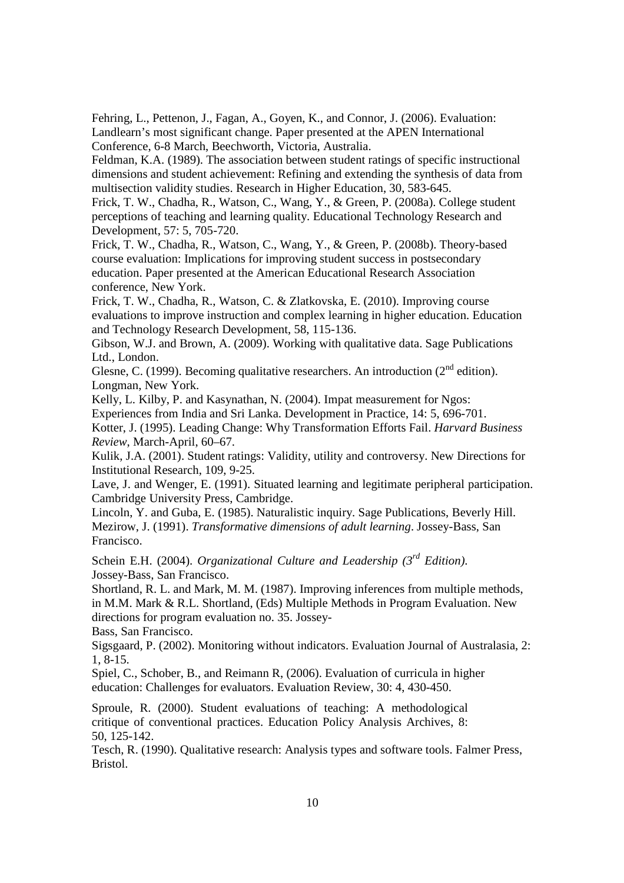Fehring, L., Pettenon, J., Fagan, A., Goyen, K., and Connor, J. (2006). Evaluation: Landlearn's most significant change. Paper presented at the APEN International Conference, 6-8 March, Beechworth, Victoria, Australia.

Feldman, K.A. (1989). The association between student ratings of specific instructional dimensions and student achievement: Refining and extending the synthesis of data from multisection validity studies. Research in Higher Education, 30, 583-645.

Frick, T. W., Chadha, R., Watson, C., Wang, Y., & Green, P. (2008a). College student perceptions of teaching and learning quality. Educational Technology Research and Development, 57: 5, 705-720.

Frick, T. W., Chadha, R., Watson, C., Wang, Y., & Green, P. (2008b). Theory-based course evaluation: Implications for improving student success in postsecondary education. Paper presented at the American Educational Research Association conference, New York.

Frick, T. W., Chadha, R., Watson, C. & Zlatkovska, E. (2010). Improving course evaluations to improve instruction and complex learning in higher education. Education and Technology Research Development, 58, 115-136.

Gibson, W.J. and Brown, A. (2009). Working with qualitative data. Sage Publications Ltd., London.

Glesne, C. (1999). Becoming qualitative researchers. An introduction (2nd edition). Longman, New York.

Kelly, L. Kilby, P. and Kasynathan, N. (2004). Impat measurement for Ngos: Experiences from India and Sri Lanka. Development in Practice, 14: 5, 696-701.

Kotter, J. (1995). Leading Change: Why Transformation Efforts Fail. *Harvard Business Review*, March-April, 60–67.

Kulik, J.A. (2001). Student ratings: Validity, utility and controversy. New Directions for Institutional Research, 109, 9-25.

Lave, J. and Wenger, E. (1991). Situated learning and legitimate peripheral participation. Cambridge University Press, Cambridge.

Lincoln, Y. and Guba, E. (1985). Naturalistic inquiry. Sage Publications, Beverly Hill.

Mezirow, J. (1991). *Transformative dimensions of adult learning*. Jossey-Bass, San Francisco.

Schein E.H. (2004). *Organizational Culture and Leadership (3rd Edition)*. Jossey-Bass, San Francisco.

Shortland, R. L. and Mark, M. M. (1987). Improving inferences from multiple methods, in M.M. Mark & R.L. Shortland, (Eds) Multiple Methods in Program Evaluation. New directions for program evaluation no. 35. Jossey-Bass, San Francisco.

Sigsgaard, P. (2002). Monitoring without indicators. Evaluation Journal of Australasia, 2: 1, 8-15.

Spiel, C., Schober, B., and Reimann R, (2006). Evaluation of curricula in higher education: Challenges for evaluators. Evaluation Review, 30: 4, 430-450.

Sproule, R. (2000). Student evaluations of teaching: A methodological critique of conventional practices. Education Policy Analysis Archives, 8: 50, 125-142.

Tesch, R. (1990). Qualitative research: Analysis types and software tools. Falmer Press, Bristol.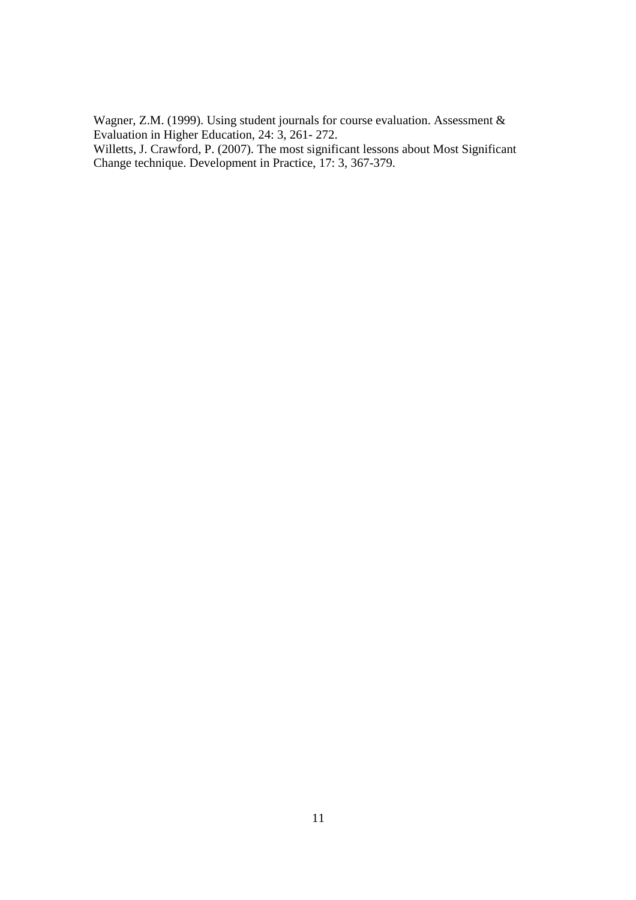Wagner, Z.M. (1999). Using student journals for course evaluation. Assessment & Evaluation in Higher Education, 24: 3, 261- 272.

Willetts, J. Crawford, P. (2007). The most significant lessons about Most Significant Change technique. Development in Practice, 17: 3, 367-379.